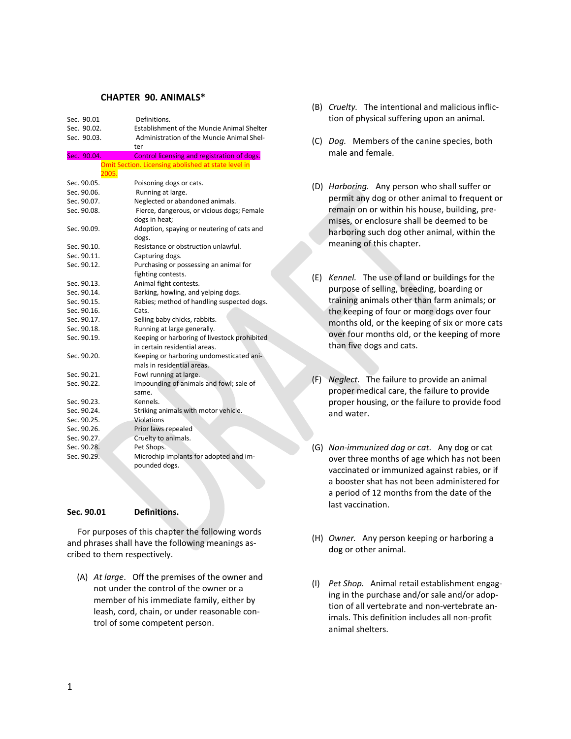# CHAPTER 90. ANIMALS*

| | |
|---|---|
| Sec. 90.01 | Definitions. |
| Sec. 90.02. | Establishment of the Muncie Animal Shelter |
| Sec. 90.03. | Administration of the Muncie Animal Shelter |
| Sec. 90.04. | Control licensing and registration of dogs. Omit Section. Licensing abolished at state level in 2005. |
| Sec. 90.05. | Poisoning dogs or cats. |
| Sec. 90.06. | Running at large. |
| Sec. 90.07. | Neglected or abandoned animals. |
| Sec. 90.08. | Fierce, dangerous, or vicious dogs; Female dogs in heat; |
| Sec. 90.09. | Adoption, spaying or neutering of cats and dogs. |
| Sec. 90.10. | Resistance or obstruction unlawful. |
| Sec. 90.11. | Capturing dogs. |
| Sec. 90.12. | Purchasing or possessing an animal for fighting contests. |
| Sec. 90.13. | Animal fight contests. |
| Sec. 90.14. | Barking, howling, and yelping dogs. |
| Sec. 90.15. | Rabies; method of handling suspected dogs. |
| Sec. 90.16. | Cats. |
| Sec. 90.17. | Selling baby chicks, rabbits. |
| Sec. 90.18. | Running at large generally. |
| Sec. 90.19. | Keeping or harboring of livestock prohibited in certain residential areas. |
| Sec. 90.20. | Keeping or harboring undomesticated animals in residential areas. |
| Sec. 90.21. | Fowl running at large. |
| Sec. 90.22. | Impounding of animals and fowl; sale of same. |
| Sec. 90.23. | Kennels. |
| Sec. 90.24. | Striking animals with motor vehicle. |
| Sec. 90.25. | Violations |
| Sec. 90.26. | Prior laws repealed |
| Sec. 90.27. | Cruelty to animals. |
| Sec. 90.28. | Pet Shops. |
| Sec. 90.29. | Microchip implants for adopted and impounded dogs. |

## Sec. 90.01 Definitions.

For purposes of this chapter the following words and phrases shall have the following meanings ascribed to them respectively.

(A) *At large*. Off the premises of the owner and not under the control of the owner or a member of his immediate family, either by leash, cord, chain, or under reasonable control of some competent person.

(B) *Cruelty.* The intentional and malicious infliction of physical suffering upon an animal.

(C) *Dog.* Members of the canine species, both male and female.

(D) *Harboring.* Any person who shall suffer or permit any dog or other animal to frequent or remain on or within his house, building, premises, or enclosure shall be deemed to be harboring such dog other animal, within the meaning of this chapter.

(E) *Kennel.* The use of land or buildings for the purpose of selling, breeding, boarding or training animals other than farm animals; or the keeping of four or more dogs over four months old, or the keeping of six or more cats over four months old, or the keeping of more than five dogs and cats.

(F) *Neglect.* The failure to provide an animal proper medical care, the failure to provide proper housing, or the failure to provide food and water.

(G) *Non-immunized dog or cat.* Any dog or cat over three months of age which has not been vaccinated or immunized against rabies, or if a booster shat has not been administered for a period of 12 months from the date of the last vaccination.

(H) *Owner.* Any person keeping or harboring a dog or other animal.

(I) *Pet Shop.* Animal retail establishment engaging in the purchase and/or sale and/or adoption of all vertebrate and non-vertebrate animals. This definition includes all non-profit animal shelters.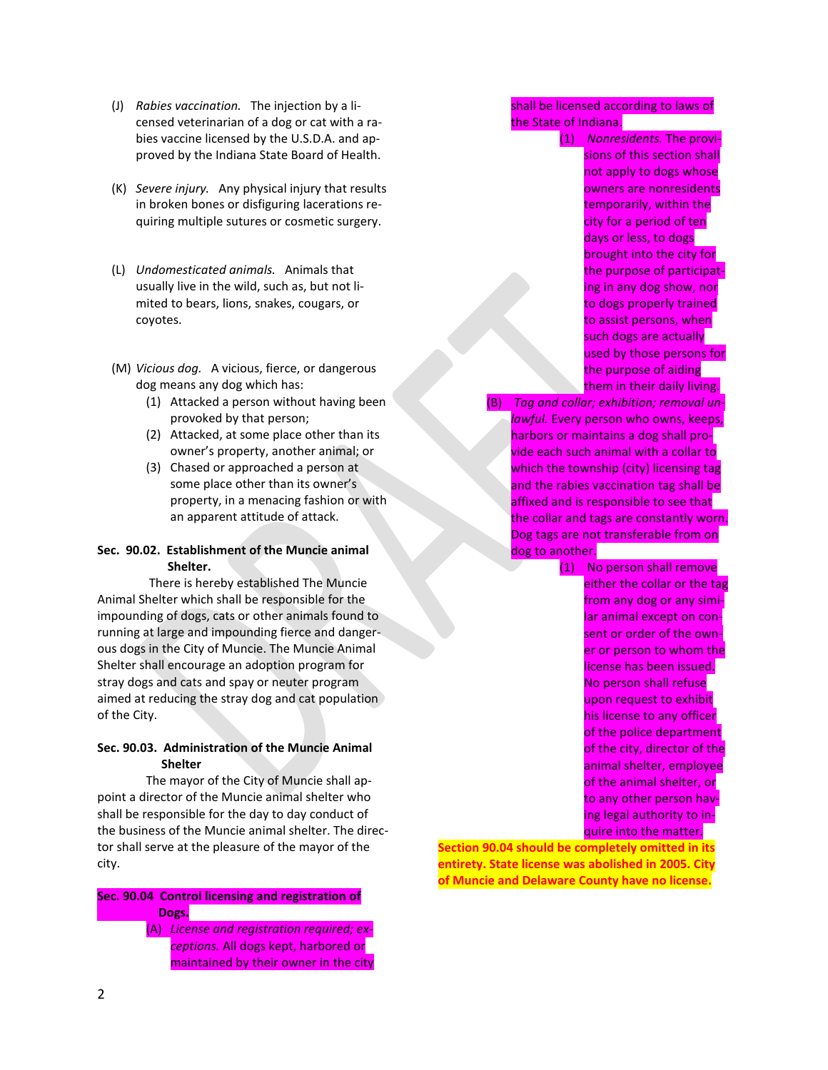(J) *Rabies vaccination.* The injection by a licensed veterinarian of a dog or cat with a rabies vaccine licensed by the U.S.D.A. and approved by the Indiana State Board of Health.

(K) *Severe injury.* Any physical injury that results in broken bones or disfiguring lacerations requiring multiple sutures or cosmetic surgery.

(L) *Undomesticated animals.* Animals that usually live in the wild, such as, but not limited to bears, lions, snakes, cougars, or coyotes.

(M) *Vicious dog.* A vicious, fierce, or dangerous dog means any dog which has:

(1) Attacked a person without having been provoked by that person;

(2) Attacked, at some place other than its owner's property, another animal; or

(3) Chased or approached a person at some place other than its owner's property, in a menacing fashion or with an apparent attitude of attack.

**Sec. 90.02. Establishment of the Muncie animal Shelter.**

There is hereby established The Muncie Animal Shelter which shall be responsible for the impounding of dogs, cats or other animals found to running at large and impounding fierce and dangerous dogs in the City of Muncie. The Muncie Animal Shelter shall encourage an adoption program for stray dogs and cats and spay or neuter program aimed at reducing the stray dog and cat population of the City.

**Sec. 90.03. Administration of the Muncie Animal Shelter**

The mayor of the City of Muncie shall appoint a director of the Muncie animal shelter who shall be responsible for the day to day conduct of the business of the Muncie animal shelter. The director shall serve at the pleasure of the mayor of the city.

**Sec. 90.04 Control licensing and registration of Dogs.**

(A) *License and registration required; exceptions.* All dogs kept, harbored or maintained by their owner in the city shall be licensed according to laws of the State of Indiana.

(1) *Nonresidents.* The provisions of this section shall not apply to dogs whose owners are nonresidents temporarily, within the city for a period of ten days or less, to dogs brought into the city for the purpose of participating in any dog show, nor to dogs properly trained to assist persons, when such dogs are actually used by those persons for the purpose of aiding them in their daily living.

(B) *Tag and collar; exhibition; removal unlawful.* Every person who owns, keeps, harbors or maintains a dog shall provide each such animal with a collar to which the township (city) licensing tag and the rabies vaccination tag shall be affixed and is responsible to see that the collar and tags are constantly worn. Dog tags are not transferable from on dog to another.

(1) No person shall remove either the collar or the tag from any dog or any similar animal except on consent or order of the owner or person to whom the license has been issued. No person shall refuse upon request to exhibit his license to any officer of the police department of the city, director of the animal shelter, employee of the animal shelter, or to any other person having legal authority to inquire into the matter.

**Section 90.04 should be completely omitted in its entirety. State license was abolished in 2005. City of Muncie and Delaware County have no license.**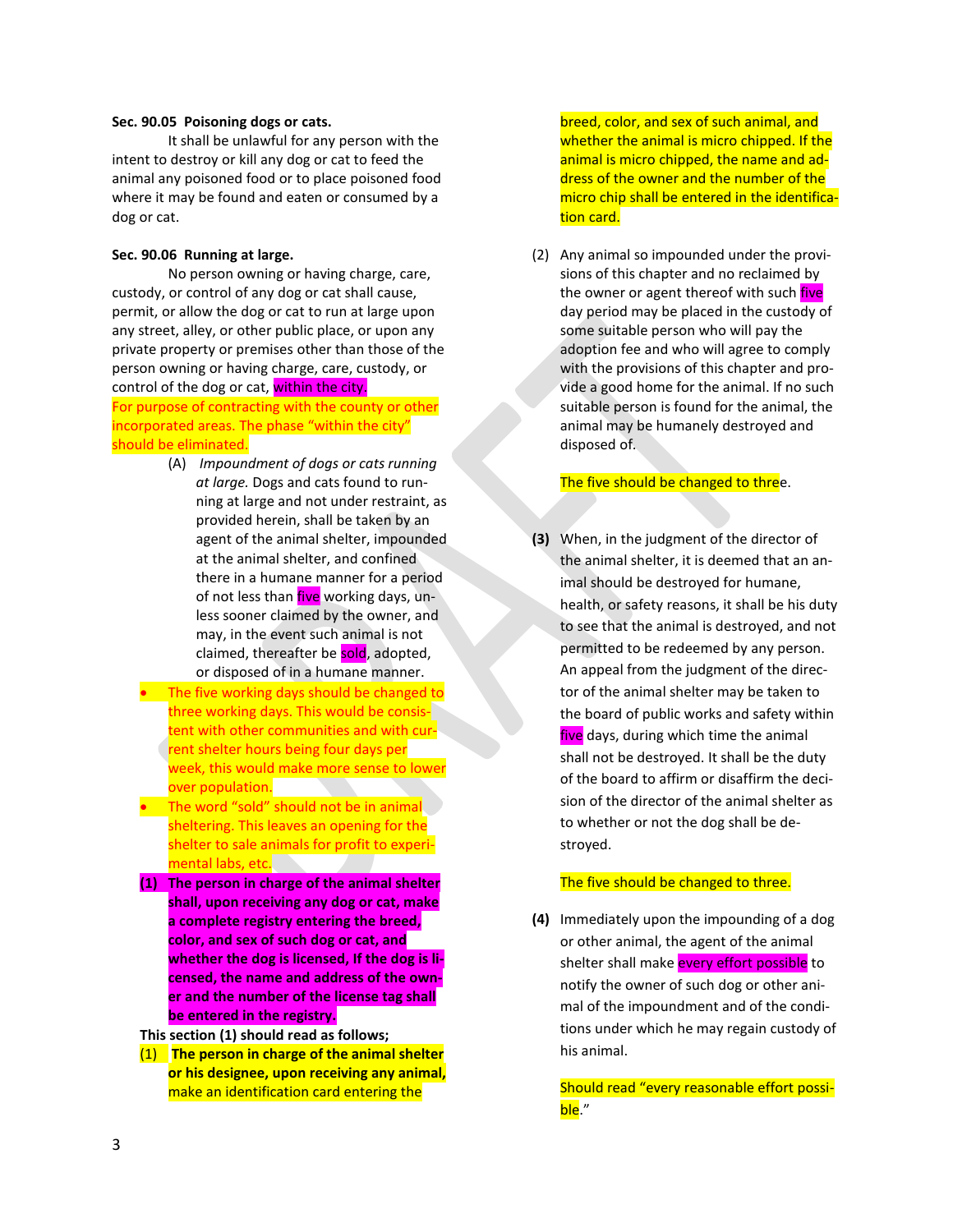**Sec. 90.05 Poisoning dogs or cats.**

It shall be unlawful for any person with the intent to destroy or kill any dog or cat to feed the animal any poisoned food or to place poisoned food where it may be found and eaten or consumed by a dog or cat.

**Sec. 90.06 Running at large.**

No person owning or having charge, care, custody, or control of any dog or cat shall cause, permit, or allow the dog or cat to run at large upon any street, alley, or other public place, or upon any private property or premises other than those of the person owning or having charge, care, custody, or control of the dog or cat, within the city.

For purpose of contracting with the county or other incorporated areas. The phase "within the city" should be eliminated.

(A) *Impoundment of dogs or cats running at large.* Dogs and cats found to running at large and not under restraint, as provided herein, shall be taken by an agent of the animal shelter, impounded at the animal shelter, and confined there in a humane manner for a period of not less than five working days, unless sooner claimed by the owner, and may, in the event such animal is not claimed, thereafter be sold, adopted, or disposed of in a humane manner.

- The five working days should be changed to three working days. This would be consistent with other communities and with current shelter hours being four days per week, this would make more sense to lower over population.
- The word "sold" should not be in animal sheltering. This leaves an opening for the shelter to sale animals for profit to experimental labs, etc.

**(1) The person in charge of the animal shelter shall, upon receiving any dog or cat, make a complete registry entering the breed, color, and sex of such dog or cat, and whether the dog is licensed, If the dog is licensed, the name and address of the owner and the number of the license tag shall be entered in the registry.**

**This section (1) should read as follows;**

(1) **The person in charge of the animal shelter or his designee, upon receiving any animal,** make an identification card entering the breed, color, and sex of such animal, and whether the animal is micro chipped. If the animal is micro chipped, the name and address of the owner and the number of the micro chip shall be entered in the identification card.

(2) Any animal so impounded under the provisions of this chapter and no reclaimed by the owner or agent thereof with such five day period may be placed in the custody of some suitable person who will pay the adoption fee and who will agree to comply with the provisions of this chapter and provide a good home for the animal. If no such suitable person is found for the animal, the animal may be humanely destroyed and disposed of.

The five should be changed to three.

**(3)** When, in the judgment of the director of the animal shelter, it is deemed that an animal should be destroyed for humane, health, or safety reasons, it shall be his duty to see that the animal is destroyed, and not permitted to be redeemed by any person. An appeal from the judgment of the director of the animal shelter may be taken to the board of public works and safety within five days, during which time the animal shall not be destroyed. It shall be the duty of the board to affirm or disaffirm the decision of the director of the animal shelter as to whether or not the dog shall be destroyed.

The five should be changed to three.

**(4)** Immediately upon the impounding of a dog or other animal, the agent of the animal shelter shall make every effort possible to notify the owner of such dog or other animal of the impoundment and of the conditions under which he may regain custody of his animal.

Should read "every reasonable effort possible."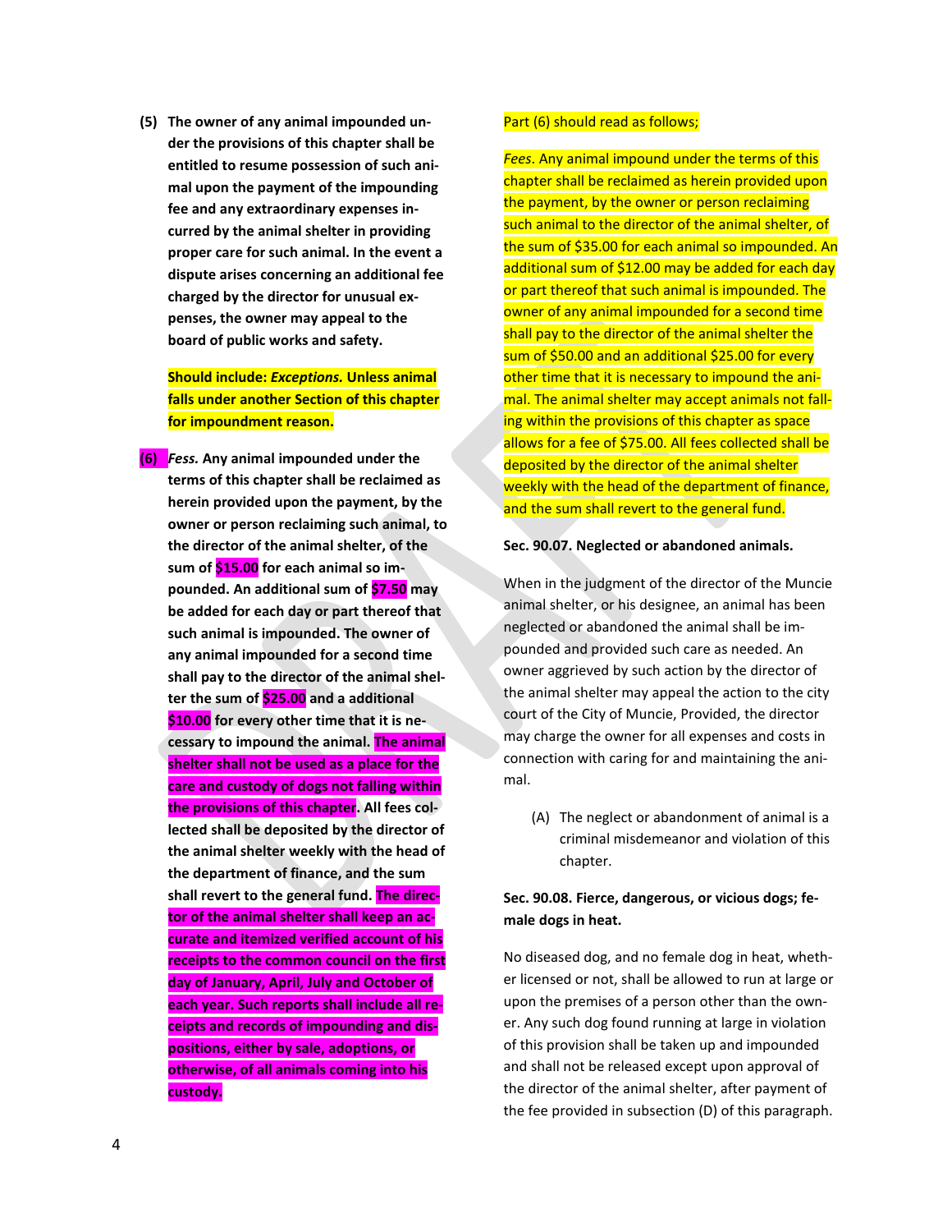**(5) The owner of any animal impounded under the provisions of this chapter shall be entitled to resume possession of such animal upon the payment of the impounding fee and any extraordinary expenses incurred by the animal shelter in providing proper care for such animal. In the event a dispute arises concerning an additional fee charged by the director for unusual expenses, the owner may appeal to the board of public works and safety.**

**Should include: *Exceptions.* Unless animal falls under another Section of this chapter for impoundment reason.**

**(6) *Fess.* Any animal impounded under the terms of this chapter shall be reclaimed as herein provided upon the payment, by the owner or person reclaiming such animal, to the director of the animal shelter, of the sum of $15.00 for each animal so impounded. An additional sum of $7.50 may be added for each day or part thereof that such animal is impounded. The owner of any animal impounded for a second time shall pay to the director of the animal shelter the sum of $25.00 and a additional $10.00 for every other time that it is necessary to impound the animal. The animal shelter shall not be used as a place for the care and custody of dogs not falling within the provisions of this chapter. All fees collected shall be deposited by the director of the animal shelter weekly with the head of the department of finance, and the sum shall revert to the general fund. The director of the animal shelter shall keep an accurate and itemized verified account of his receipts to the common council on the first day of January, April, July and October of each year. Such reports shall include all receipts and records of impounding and dispositions, either by sale, adoptions, or otherwise, of all animals coming into his custody.**

Part (6) should read as follows;

*Fees*. Any animal impound under the terms of this chapter shall be reclaimed as herein provided upon the payment, by the owner or person reclaiming such animal to the director of the animal shelter, of the sum of $35.00 for each animal so impounded. An additional sum of $12.00 may be added for each day or part thereof that such animal is impounded. The owner of any animal impounded for a second time shall pay to the director of the animal shelter the sum of $50.00 and an additional $25.00 for every other time that it is necessary to impound the animal. The animal shelter may accept animals not falling within the provisions of this chapter as space allows for a fee of $75.00. All fees collected shall be deposited by the director of the animal shelter weekly with the head of the department of finance, and the sum shall revert to the general fund.

**Sec. 90.07. Neglected or abandoned animals.**

When in the judgment of the director of the Muncie animal shelter, or his designee, an animal has been neglected or abandoned the animal shall be impounded and provided such care as needed. An owner aggrieved by such action by the director of the animal shelter may appeal the action to the city court of the City of Muncie, Provided, the director may charge the owner for all expenses and costs in connection with caring for and maintaining the animal.

(A) The neglect or abandonment of animal is a criminal misdemeanor and violation of this chapter.

**Sec. 90.08. Fierce, dangerous, or vicious dogs; female dogs in heat.**

No diseased dog, and no female dog in heat, whether licensed or not, shall be allowed to run at large or upon the premises of a person other than the owner. Any such dog found running at large in violation of this provision shall be taken up and impounded and shall not be released except upon approval of the director of the animal shelter, after payment of the fee provided in subsection (D) of this paragraph.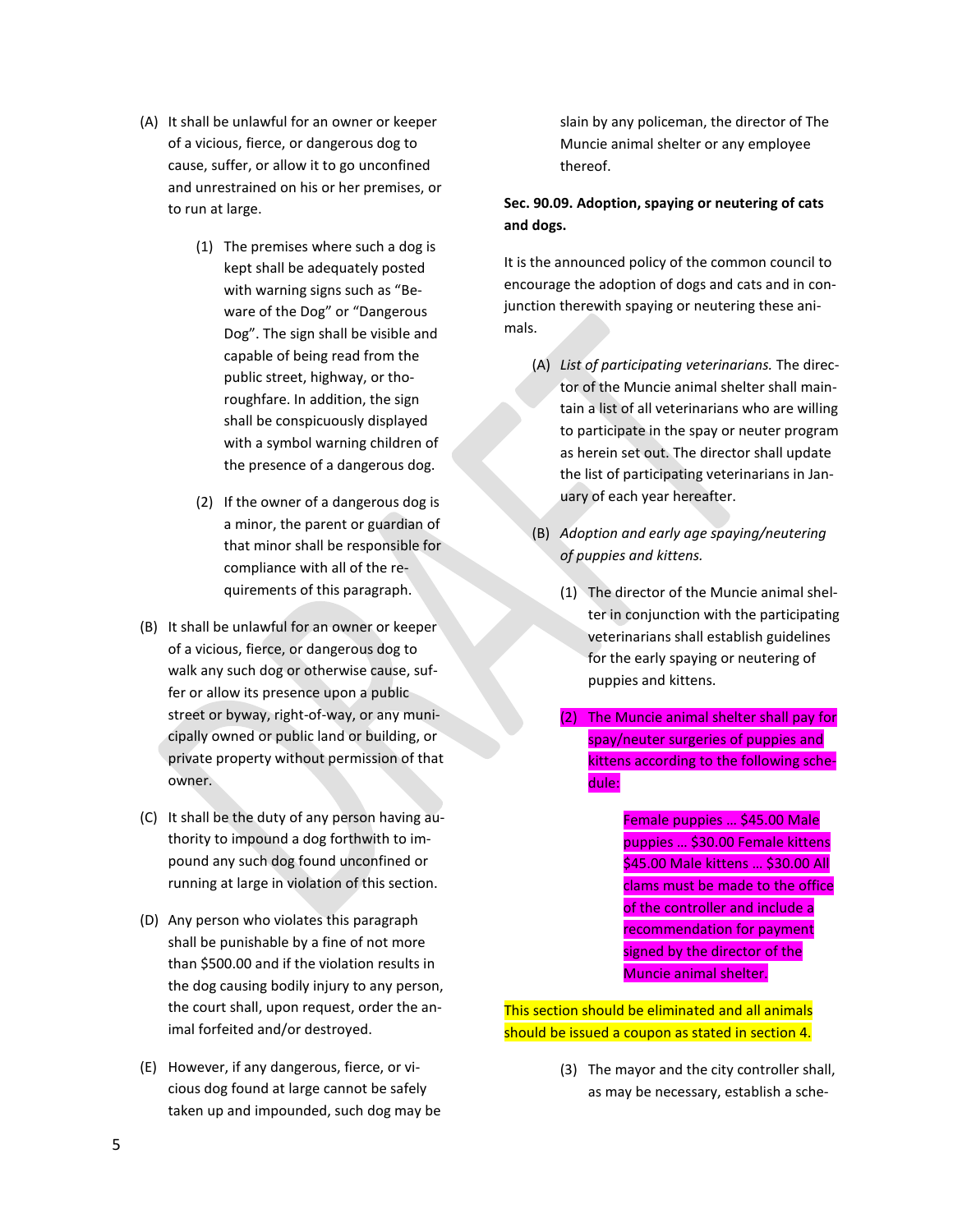(A) It shall be unlawful for an owner or keeper of a vicious, fierce, or dangerous dog to cause, suffer, or allow it to go unconfined and unrestrained on his or her premises, or to run at large.

   (1) The premises where such a dog is kept shall be adequately posted with warning signs such as "Beware of the Dog" or "Dangerous Dog". The sign shall be visible and capable of being read from the public street, highway, or thoroughfare. In addition, the sign shall be conspicuously displayed with a symbol warning children of the presence of a dangerous dog.

   (2) If the owner of a dangerous dog is a minor, the parent or guardian of that minor shall be responsible for compliance with all of the requirements of this paragraph.

(B) It shall be unlawful for an owner or keeper of a vicious, fierce, or dangerous dog to walk any such dog or otherwise cause, suffer or allow its presence upon a public street or byway, right-of-way, or any municipally owned or public land or building, or private property without permission of that owner.

(C) It shall be the duty of any person having authority to impound a dog forthwith to impound any such dog found unconfined or running at large in violation of this section.

(D) Any person who violates this paragraph shall be punishable by a fine of not more than $500.00 and if the violation results in the dog causing bodily injury to any person, the court shall, upon request, order the animal forfeited and/or destroyed.

(E) However, if any dangerous, fierce, or vicious dog found at large cannot be safely taken up and impounded, such dog may be slain by any policeman, the director of The Muncie animal shelter or any employee thereof.

**Sec. 90.09. Adoption, spaying or neutering of cats and dogs.**

It is the announced policy of the common council to encourage the adoption of dogs and cats and in conjunction therewith spaying or neutering these animals.

(A) *List of participating veterinarians.* The director of the Muncie animal shelter shall maintain a list of all veterinarians who are willing to participate in the spay or neuter program as herein set out. The director shall update the list of participating veterinarians in January of each year hereafter.

(B) *Adoption and early age spaying/neutering of puppies and kittens.*

   (1) The director of the Muncie animal shelter in conjunction with the participating veterinarians shall establish guidelines for the early spaying or neutering of puppies and kittens.

   (2) The Muncie animal shelter shall pay for spay/neuter surgeries of puppies and kittens according to the following schedule:

      Female puppies … $45.00 Male puppies … $30.00 Female kittens $45.00 Male kittens … $30.00 All clams must be made to the office of the controller and include a recommendation for payment signed by the director of the Muncie animal shelter.

This section should be eliminated and all animals should be issued a coupon as stated in section 4.

   (3) The mayor and the city controller shall, as may be necessary, establish a sche-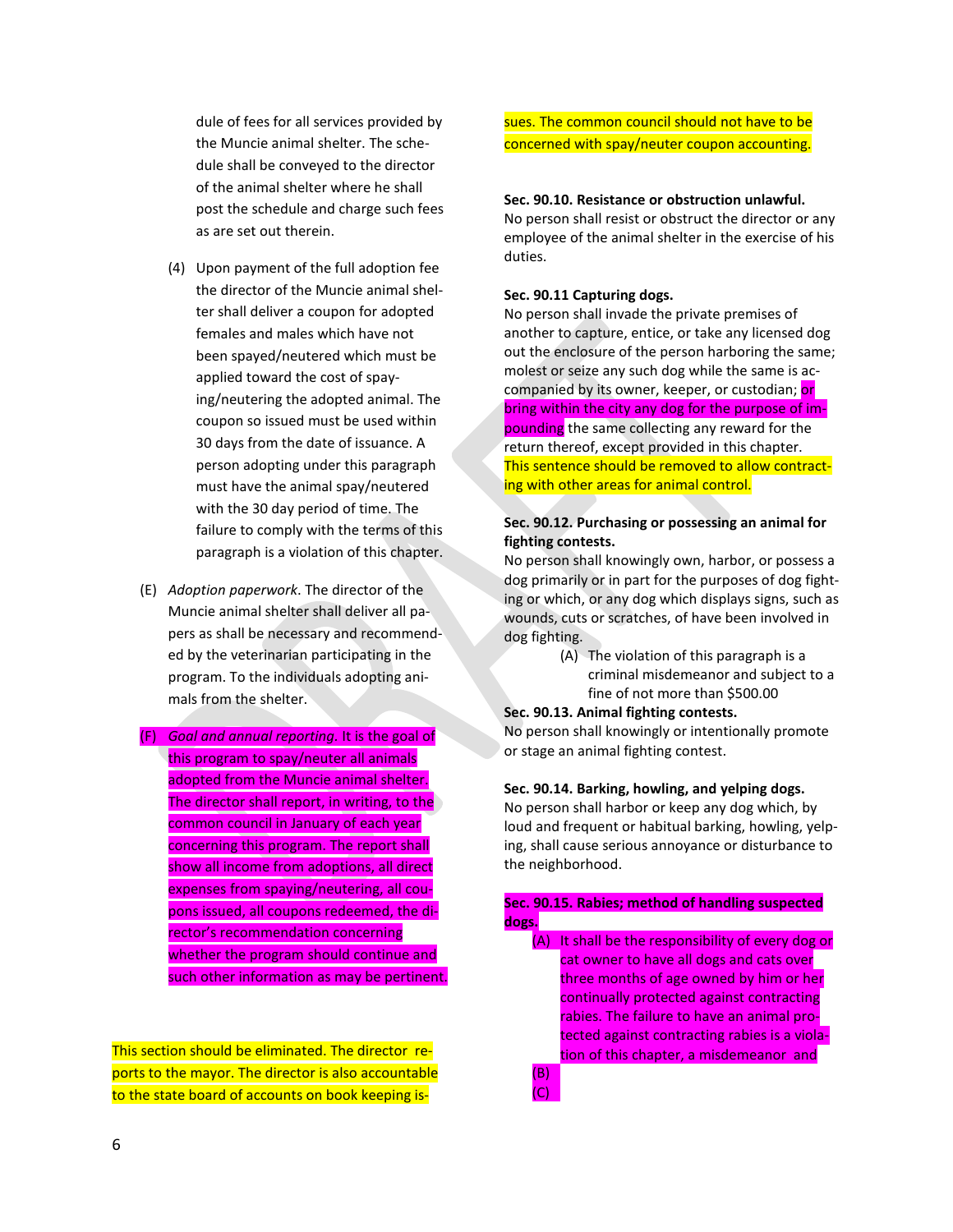dule of fees for all services provided by the Muncie animal shelter. The schedule shall be conveyed to the director of the animal shelter where he shall post the schedule and charge such fees as are set out therein.

(4) Upon payment of the full adoption fee the director of the Muncie animal shelter shall deliver a coupon for adopted females and males which have not been spayed/neutered which must be applied toward the cost of spaying/neutering the adopted animal. The coupon so issued must be used within 30 days from the date of issuance. A person adopting under this paragraph must have the animal spay/neutered with the 30 day period of time. The failure to comply with the terms of this paragraph is a violation of this chapter.

(E) *Adoption paperwork*. The director of the Muncie animal shelter shall deliver all papers as shall be necessary and recommended by the veterinarian participating in the program. To the individuals adopting animals from the shelter.

(F) *Goal and annual reporting*. It is the goal of this program to spay/neuter all animals adopted from the Muncie animal shelter. The director shall report, in writing, to the common council in January of each year concerning this program. The report shall show all income from adoptions, all direct expenses from spaying/neutering, all coupons issued, all coupons redeemed, the director's recommendation concerning whether the program should continue and such other information as may be pertinent.

This section should be eliminated. The director reports to the mayor. The director is also accountable to the state board of accounts on book keeping issues. The common council should not have to be concerned with spay/neuter coupon accounting.

**Sec. 90.10. Resistance or obstruction unlawful.**
No person shall resist or obstruct the director or any employee of the animal shelter in the exercise of his duties.

**Sec. 90.11 Capturing dogs.**
No person shall invade the private premises of another to capture, entice, or take any licensed dog out the enclosure of the person harboring the same; molest or seize any such dog while the same is accompanied by its owner, keeper, or custodian; or bring within the city any dog for the purpose of impounding the same collecting any reward for the return thereof, except provided in this chapter. This sentence should be removed to allow contracting with other areas for animal control.

**Sec. 90.12. Purchasing or possessing an animal for fighting contests.**
No person shall knowingly own, harbor, or possess a dog primarily or in part for the purposes of dog fighting or which, or any dog which displays signs, such as wounds, cuts or scratches, of have been involved in dog fighting.

(A) The violation of this paragraph is a criminal misdemeanor and subject to a fine of not more than $500.00

**Sec. 90.13. Animal fighting contests.**
No person shall knowingly or intentionally promote or stage an animal fighting contest.

**Sec. 90.14. Barking, howling, and yelping dogs.**
No person shall harbor or keep any dog which, by loud and frequent or habitual barking, howling, yelping, shall cause serious annoyance or disturbance to the neighborhood.

**Sec. 90.15. Rabies; method of handling suspected dogs.**

(A) It shall be the responsibility of every dog or cat owner to have all dogs and cats over three months of age owned by him or her continually protected against contracting rabies. The failure to have an animal protected against contracting rabies is a violation of this chapter, a misdemeanor and

(B)

(C)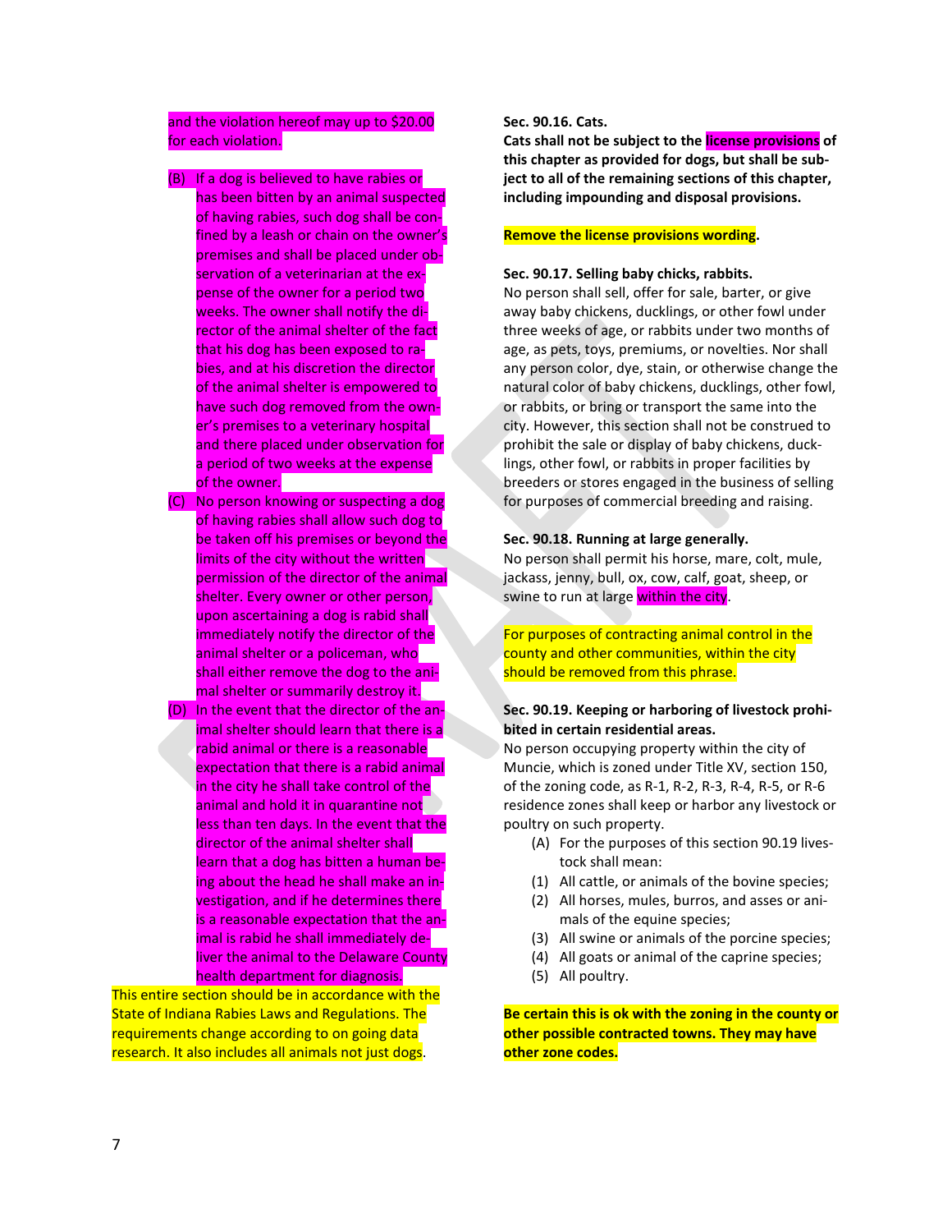and the violation hereof may up to $20.00 for each violation.

(B) If a dog is believed to have rabies or has been bitten by an animal suspected of having rabies, such dog shall be confined by a leash or chain on the owner's premises and shall be placed under observation of a veterinarian at the expense of the owner for a period two weeks. The owner shall notify the director of the animal shelter of the fact that his dog has been exposed to rabies, and at his discretion the director of the animal shelter is empowered to have such dog removed from the owner's premises to a veterinary hospital and there placed under observation for a period of two weeks at the expense of the owner.

(C) No person knowing or suspecting a dog of having rabies shall allow such dog to be taken off his premises or beyond the limits of the city without the written permission of the director of the animal shelter. Every owner or other person, upon ascertaining a dog is rabid shall immediately notify the director of the animal shelter or a policeman, who shall either remove the dog to the animal shelter or summarily destroy it.

(D) In the event that the director of the animal shelter should learn that there is a rabid animal or there is a reasonable expectation that there is a rabid animal in the city he shall take control of the animal and hold it in quarantine not less than ten days. In the event that the director of the animal shelter shall learn that a dog has bitten a human being about the head he shall make an investigation, and if he determines there is a reasonable expectation that the animal is rabid he shall immediately deliver the animal to the Delaware County health department for diagnosis.

This entire section should be in accordance with the State of Indiana Rabies Laws and Regulations. The requirements change according to on going data research. It also includes all animals not just dogs.

**Sec. 90.16. Cats.**

**Cats shall not be subject to the license provisions of this chapter as provided for dogs, but shall be subject to all of the remaining sections of this chapter, including impounding and disposal provisions.**

**Remove the license provisions wording.**

**Sec. 90.17. Selling baby chicks, rabbits.**

No person shall sell, offer for sale, barter, or give away baby chickens, ducklings, or other fowl under three weeks of age, or rabbits under two months of age, as pets, toys, premiums, or novelties. Nor shall any person color, dye, stain, or otherwise change the natural color of baby chickens, ducklings, other fowl, or rabbits, or bring or transport the same into the city. However, this section shall not be construed to prohibit the sale or display of baby chickens, ducklings, other fowl, or rabbits in proper facilities by breeders or stores engaged in the business of selling for purposes of commercial breeding and raising.

**Sec. 90.18. Running at large generally.**

No person shall permit his horse, mare, colt, mule, jackass, jenny, bull, ox, cow, calf, goat, sheep, or swine to run at large within the city.

For purposes of contracting animal control in the county and other communities, within the city should be removed from this phrase.

**Sec. 90.19. Keeping or harboring of livestock prohibited in certain residential areas.**

No person occupying property within the city of Muncie, which is zoned under Title XV, section 150, of the zoning code, as R-1, R-2, R-3, R-4, R-5, or R-6 residence zones shall keep or harbor any livestock or poultry on such property.

(A) For the purposes of this section 90.19 livestock shall mean:

(1) All cattle, or animals of the bovine species;
(2) All horses, mules, burros, and asses or animals of the equine species;
(3) All swine or animals of the porcine species;
(4) All goats or animal of the caprine species;
(5) All poultry.

**Be certain this is ok with the zoning in the county or other possible contracted towns. They may have other zone codes.**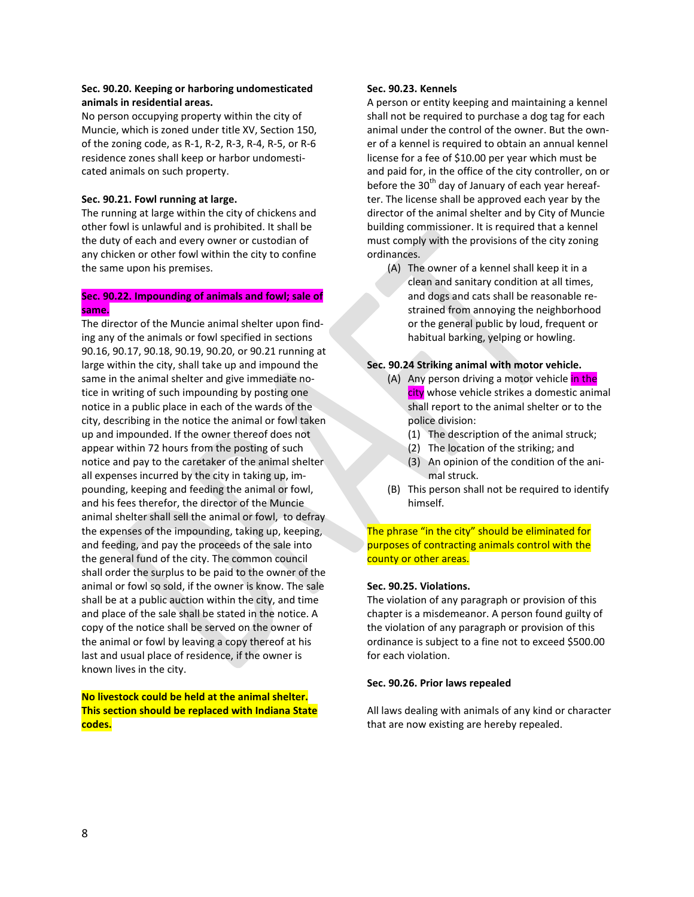**Sec. 90.20. Keeping or harboring undomesticated animals in residential areas.**

No person occupying property within the city of Muncie, which is zoned under title XV, Section 150, of the zoning code, as R-1, R-2, R-3, R-4, R-5, or R-6 residence zones shall keep or harbor undomesticated animals on such property.

**Sec. 90.21. Fowl running at large.**

The running at large within the city of chickens and other fowl is unlawful and is prohibited. It shall be the duty of each and every owner or custodian of any chicken or other fowl within the city to confine the same upon his premises.

**Sec. 90.22. Impounding of animals and fowl; sale of same.**

The director of the Muncie animal shelter upon finding any of the animals or fowl specified in sections 90.16, 90.17, 90.18, 90.19, 90.20, or 90.21 running at large within the city, shall take up and impound the same in the animal shelter and give immediate notice in writing of such impounding by posting one notice in a public place in each of the wards of the city, describing in the notice the animal or fowl taken up and impounded. If the owner thereof does not appear within 72 hours from the posting of such notice and pay to the caretaker of the animal shelter all expenses incurred by the city in taking up, impounding, keeping and feeding the animal or fowl, and his fees therefor, the director of the Muncie animal shelter shall sell the animal or fowl, to defray the expenses of the impounding, taking up, keeping, and feeding, and pay the proceeds of the sale into the general fund of the city. The common council shall order the surplus to be paid to the owner of the animal or fowl so sold, if the owner is know. The sale shall be at a public auction within the city, and time and place of the sale shall be stated in the notice. A copy of the notice shall be served on the owner of the animal or fowl by leaving a copy thereof at his last and usual place of residence, if the owner is known lives in the city.

**No livestock could be held at the animal shelter. This section should be replaced with Indiana State codes.**

**Sec. 90.23. Kennels**

A person or entity keeping and maintaining a kennel shall not be required to purchase a dog tag for each animal under the control of the owner. But the owner of a kennel is required to obtain an annual kennel license for a fee of $10.00 per year which must be and paid for, in the office of the city controller, on or before the 30th day of January of each year hereafter. The license shall be approved each year by the director of the animal shelter and by City of Muncie building commissioner. It is required that a kennel must comply with the provisions of the city zoning ordinances.

(A) The owner of a kennel shall keep it in a clean and sanitary condition at all times, and dogs and cats shall be reasonable restrained from annoying the neighborhood or the general public by loud, frequent or habitual barking, yelping or howling.

**Sec. 90.24 Striking animal with motor vehicle.**

(A) Any person driving a motor vehicle in the city whose vehicle strikes a domestic animal shall report to the animal shelter or to the police division:
   (1) The description of the animal struck;
   (2) The location of the striking; and
   (3) An opinion of the condition of the animal struck.

(B) This person shall not be required to identify himself.

The phrase "in the city" should be eliminated for purposes of contracting animals control with the county or other areas.

**Sec. 90.25. Violations.**

The violation of any paragraph or provision of this chapter is a misdemeanor. A person found guilty of the violation of any paragraph or provision of this ordinance is subject to a fine not to exceed $500.00 for each violation.

**Sec. 90.26. Prior laws repealed**

All laws dealing with animals of any kind or character that are now existing are hereby repealed.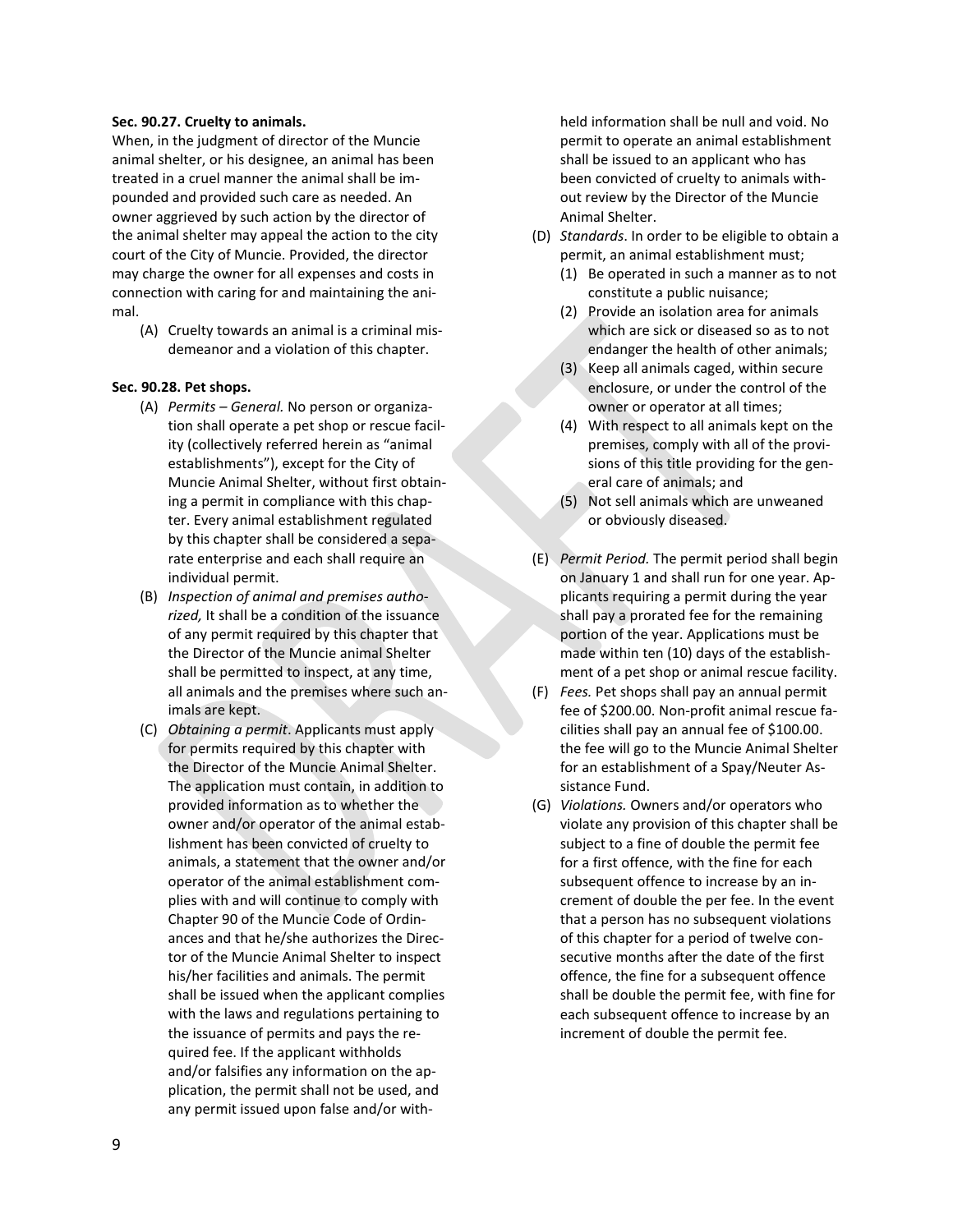**Sec. 90.27. Cruelty to animals.**

When, in the judgment of director of the Muncie animal shelter, or his designee, an animal has been treated in a cruel manner the animal shall be impounded and provided such care as needed. An owner aggrieved by such action by the director of the animal shelter may appeal the action to the city court of the City of Muncie. Provided, the director may charge the owner for all expenses and costs in connection with caring for and maintaining the animal.

(A) Cruelty towards an animal is a criminal misdemeanor and a violation of this chapter.

**Sec. 90.28. Pet shops.**

(A) *Permits – General.* No person or organization shall operate a pet shop or rescue facility (collectively referred herein as "animal establishments"), except for the City of Muncie Animal Shelter, without first obtaining a permit in compliance with this chapter. Every animal establishment regulated by this chapter shall be considered a separate enterprise and each shall require an individual permit.

(B) *Inspection of animal and premises authorized,* It shall be a condition of the issuance of any permit required by this chapter that the Director of the Muncie animal Shelter shall be permitted to inspect, at any time, all animals and the premises where such animals are kept.

(C) *Obtaining a permit*. Applicants must apply for permits required by this chapter with the Director of the Muncie Animal Shelter. The application must contain, in addition to provided information as to whether the owner and/or operator of the animal establishment has been convicted of cruelty to animals, a statement that the owner and/or operator of the animal establishment complies with and will continue to comply with Chapter 90 of the Muncie Code of Ordinances and that he/she authorizes the Director of the Muncie Animal Shelter to inspect his/her facilities and animals. The permit shall be issued when the applicant complies with the laws and regulations pertaining to the issuance of permits and pays the required fee. If the applicant withholds and/or falsifies any information on the application, the permit shall not be used, and any permit issued upon false and/or withheld information shall be null and void. No permit to operate an animal establishment shall be issued to an applicant who has been convicted of cruelty to animals without review by the Director of the Muncie Animal Shelter.

(D) *Standards*. In order to be eligible to obtain a permit, an animal establishment must;

(1) Be operated in such a manner as to not constitute a public nuisance;
(2) Provide an isolation area for animals which are sick or diseased so as to not endanger the health of other animals;
(3) Keep all animals caged, within secure enclosure, or under the control of the owner or operator at all times;
(4) With respect to all animals kept on the premises, comply with all of the provisions of this title providing for the general care of animals; and
(5) Not sell animals which are unweaned or obviously diseased.

(E) *Permit Period.* The permit period shall begin on January 1 and shall run for one year. Applicants requiring a permit during the year shall pay a prorated fee for the remaining portion of the year. Applications must be made within ten (10) days of the establishment of a pet shop or animal rescue facility.

(F) *Fees.* Pet shops shall pay an annual permit fee of $200.00. Non-profit animal rescue facilities shall pay an annual fee of $100.00. the fee will go to the Muncie Animal Shelter for an establishment of a Spay/Neuter Assistance Fund.

(G) *Violations.* Owners and/or operators who violate any provision of this chapter shall be subject to a fine of double the permit fee for a first offence, with the fine for each subsequent offence to increase by an increment of double the per fee. In the event that a person has no subsequent violations of this chapter for a period of twelve consecutive months after the date of the first offence, the fine for a subsequent offence shall be double the permit fee, with fine for each subsequent offence to increase by an increment of double the permit fee.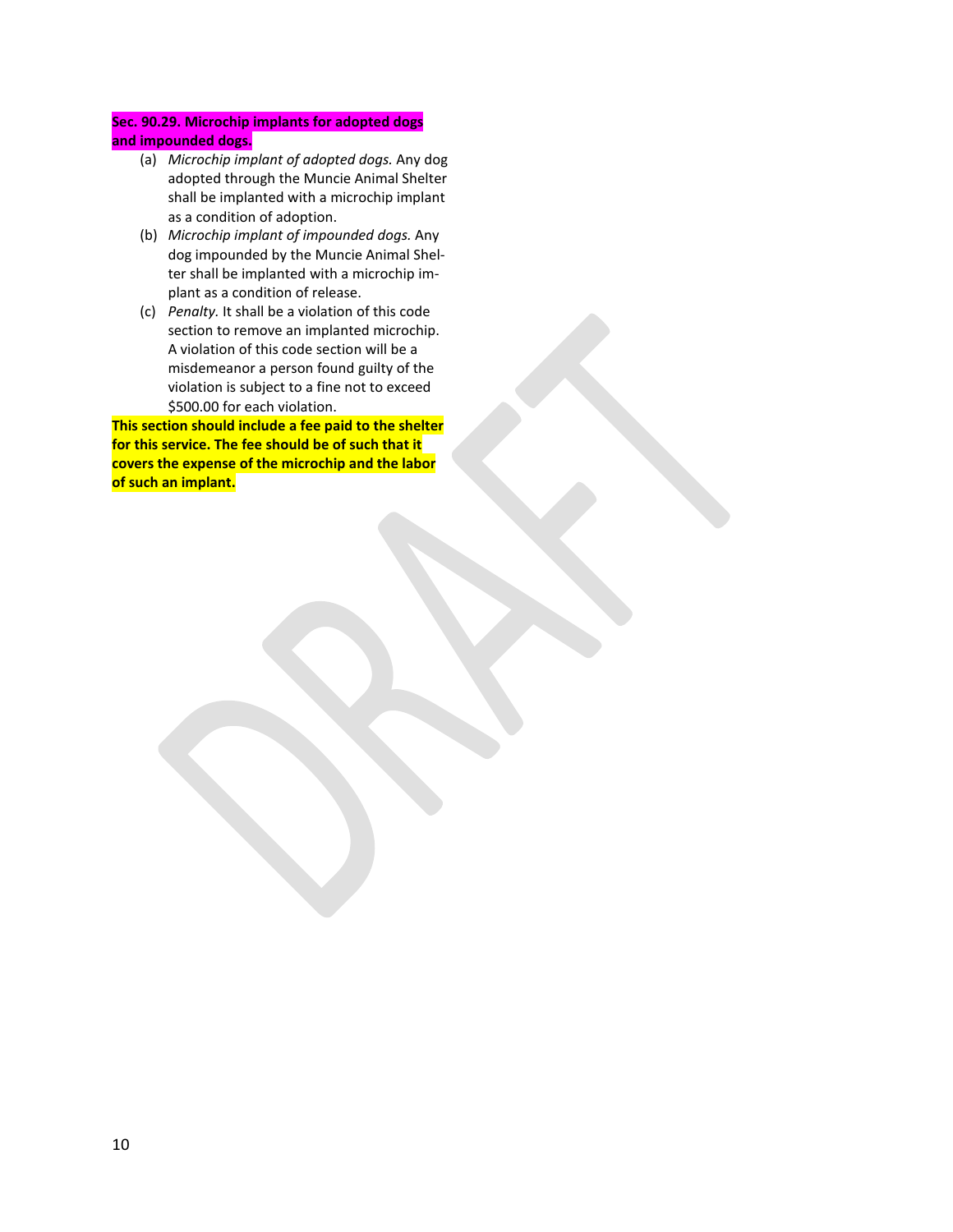**Sec. 90.29. Microchip implants for adopted dogs and impounded dogs.**

(a) *Microchip implant of adopted dogs.* Any dog adopted through the Muncie Animal Shelter shall be implanted with a microchip implant as a condition of adoption.

(b) *Microchip implant of impounded dogs.* Any dog impounded by the Muncie Animal Shelter shall be implanted with a microchip implant as a condition of release.

(c) *Penalty.* It shall be a violation of this code section to remove an implanted microchip. A violation of this code section will be a misdemeanor a person found guilty of the violation is subject to a fine not to exceed $500.00 for each violation.

**This section should include a fee paid to the shelter for this service. The fee should be of such that it covers the expense of the microchip and the labor of such an implant.**